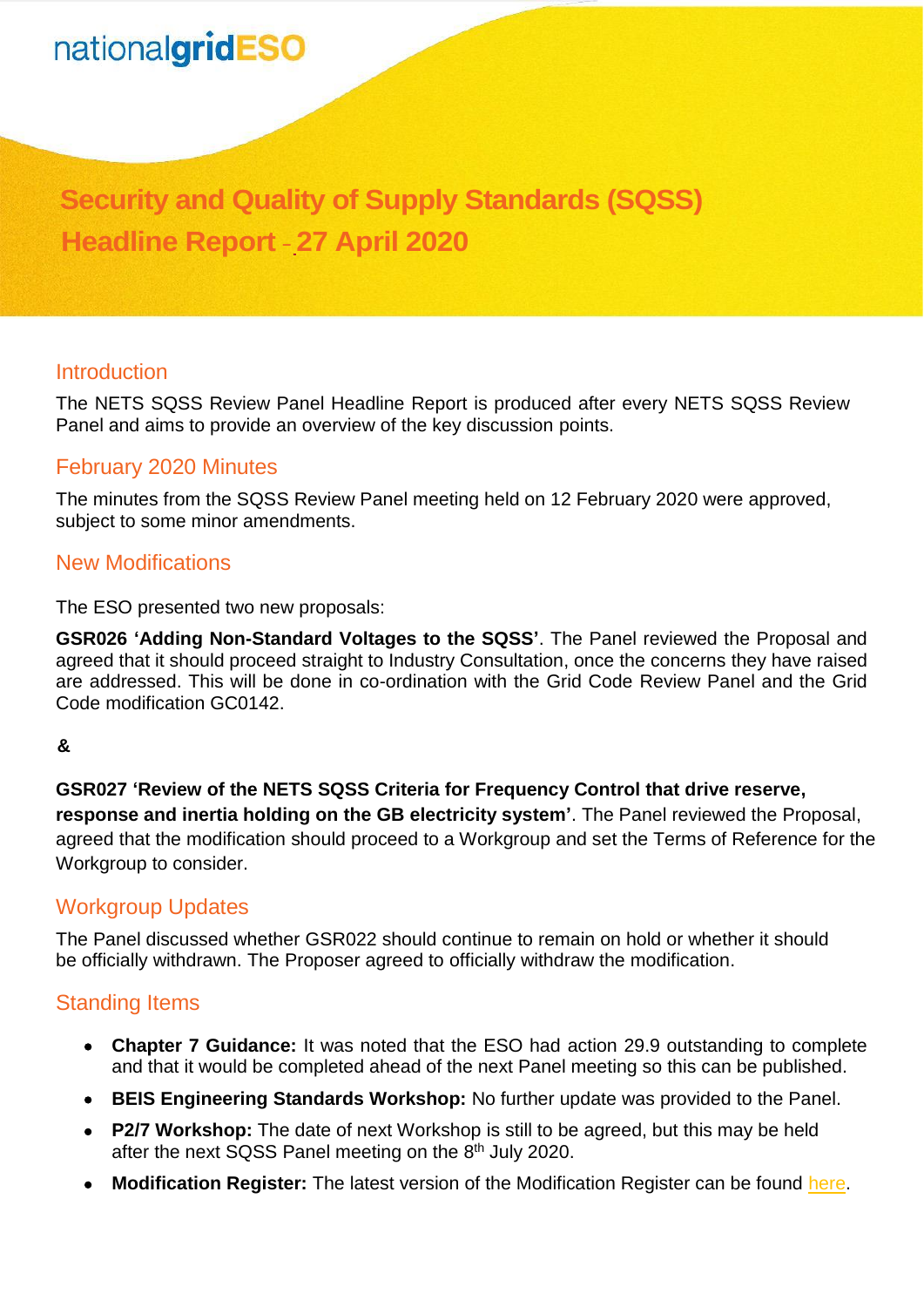nationalgridESO

# Security and Quality of Supply Standards (SQSS) Headline Report - 27 April 2020

## Introduction

The NETS SQSS Review Panel Headline Report is produced after every NETS SQSS Review Panel and aims to provide an overview of the key discussion points.

## February 2020 Minutes

The minutes from the SQSS Review Panel meeting held on 12 February 2020 were approved, subject to some minor amendments.

## New Modifications

The ESO presented two new proposals:

**GSR026 'Adding Non-Standard Voltages to the SQSS'**. The Panel reviewed the Proposal and agreed that it should proceed straight to Industry Consultation, once the concerns they have raised are addressed. This will be done in co-ordination with the Grid Code Review Panel and the Grid Code modification GC0142.

**&**

**GSR027 'Review of the NETS SQSS Criteria for Frequency Control that drive reserve, response and inertia holding on the GB electricity system'**. The Panel reviewed the Proposal, agreed that the modification should proceed to a Workgroup and set the Terms of Reference for the Workgroup to consider.

## Workgroup Updates

The Panel discussed whether GSR022 should continue to remain on hold or whether it should be officially withdrawn. The Proposer agreed to officially withdraw the modification.

## Standing Items

- **Chapter 7 Guidance:** It was noted that the ESO had action 29.9 outstanding to complete and that it would be completed ahead of the next Panel meeting so this can be published.
- **BEIS Engineering Standards Workshop:** No further update was provided to the Panel.
- **P2/7 Workshop:** The date of next Workshop is still to be agreed, but this may be held after the next SQSS Panel meeting on the 8th July 2020.
- **Modification Register:** The latest version of the Modification Register can be found here.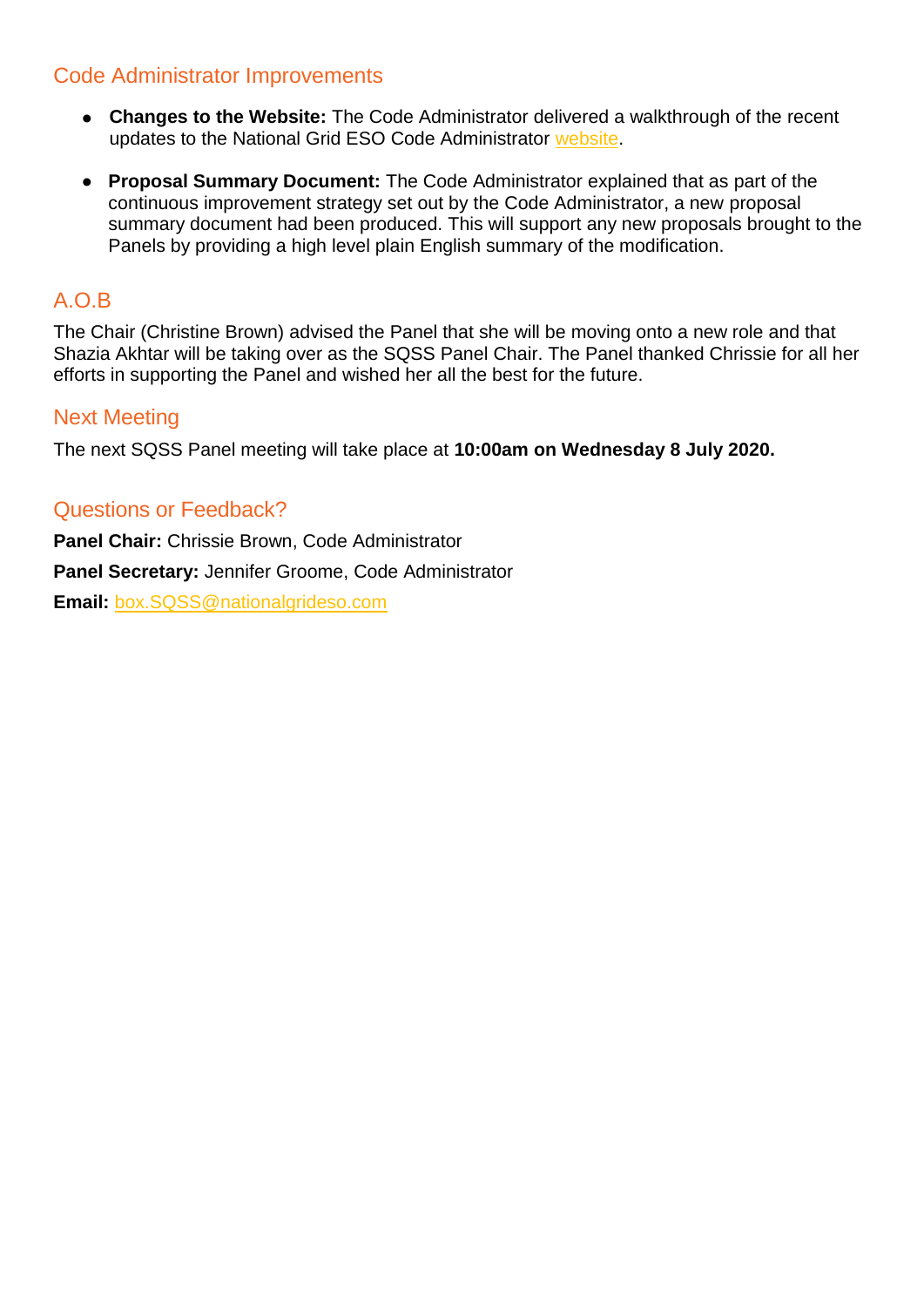## Code Administrator Improvements

- **Changes to the Website:** The Code Administrator delivered a walkthrough of the recent updates to the National Grid ESO Code Administrator website.
- **Proposal Summary Document:** The Code Administrator explained that as part of the continuous improvement strategy set out by the Code Administrator, a new proposal summary document had been produced. This will support any new proposals brought to the Panels by providing a high level plain English summary of the modification.

## A.O.B

The Chair (Christine Brown) advised the Panel that she will be moving onto a new role and that Shazia Akhtar will be taking over as the SQSS Panel Chair. The Panel thanked Chrissie for all her efforts in supporting the Panel and wished her all the best for the future.

## Next Meeting

The next SQSS Panel meeting will take place at **10:00am on Wednesday 8 July 2020.**

## Questions or Feedback?

**Panel Chair:** Chrissie Brown, Code Administrator

**Panel Secretary:** Jennifer Groome, Code Administrator

**Email:** box.SQSS@nationalgrideso.com